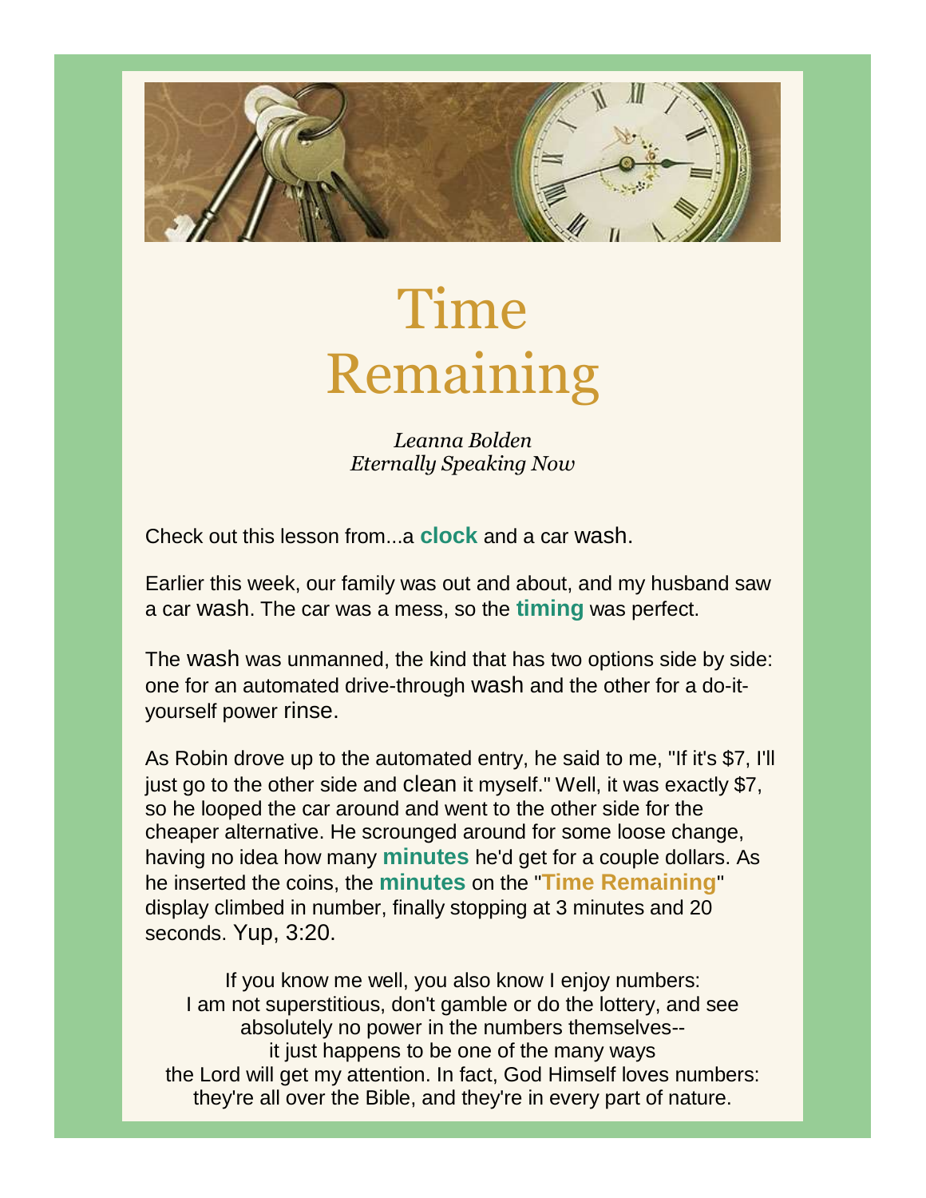# Time Remaining

*Leanna Bolden*
*Eternally Speaking Now*

Check out this lesson from...a **clock** and a car wash.

Earlier this week, our family was out and about, and my husband saw a car wash. The car was a mess, so the **timing** was perfect.

The wash was unmanned, the kind that has two options side by side: one for an automated drive-through wash and the other for a do-it-yourself power rinse.

As Robin drove up to the automated entry, he said to me, "If it's $7, I'll just go to the other side and clean it myself." Well, it was exactly $7, so he looped the car around and went to the other side for the cheaper alternative. He scrounged around for some loose change, having no idea how many **minutes** he'd get for a couple dollars. As he inserted the coins, the **minutes** on the "**Time Remaining**" display climbed in number, finally stopping at 3 minutes and 20 seconds. Yup, 3:20.

If you know me well, you also know I enjoy numbers:
I am not superstitious, don't gamble or do the lottery, and see absolutely no power in the numbers themselves--
it just happens to be one of the many ways
the Lord will get my attention. In fact, God Himself loves numbers:
they're all over the Bible, and they're in every part of nature.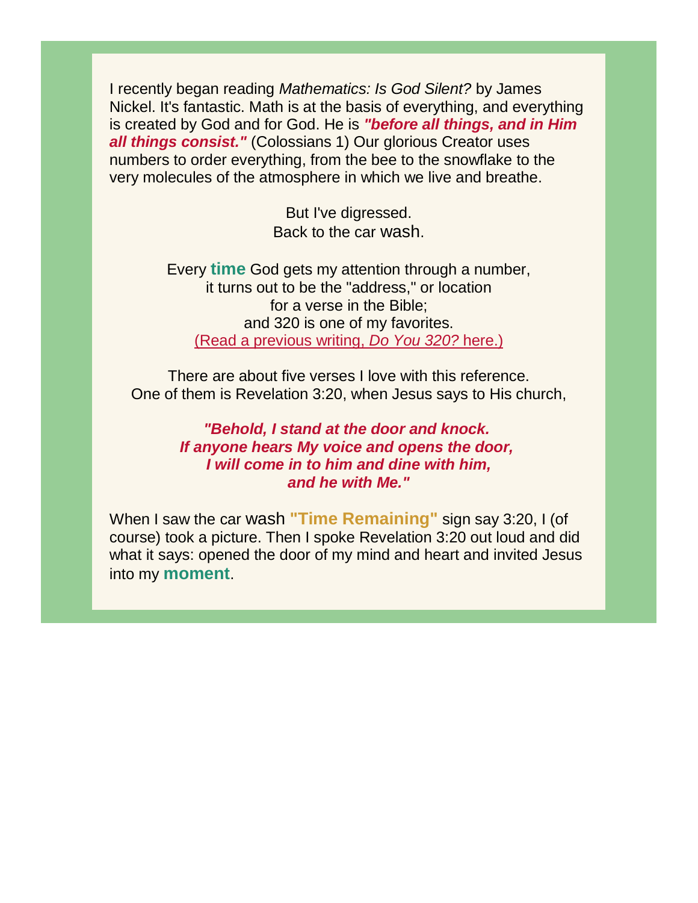I recently began reading *Mathematics: Is God Silent?* by James Nickel. It's fantastic. Math is at the basis of everything, and everything is created by God and for God. He is ***"before all things, and in Him all things consist."*** (Colossians 1) Our glorious Creator uses numbers to order everything, from the bee to the snowflake to the very molecules of the atmosphere in which we live and breathe.

But I've digressed.
Back to the car wash.

Every **time** God gets my attention through a number,
it turns out to be the "address," or location
for a verse in the Bible;
and 320 is one of my favorites.
(Read a previous writing, *Do You 320?* here.)

There are about five verses I love with this reference.
One of them is Revelation 3:20, when Jesus says to His church,

***"Behold, I stand at the door and knock.***
***If anyone hears My voice and opens the door,***
***I will come in to him and dine with him,***
***and he with Me."***

When I saw the car wash **"Time Remaining"** sign say 3:20, I (of course) took a picture. Then I spoke Revelation 3:20 out loud and did what it says: opened the door of my mind and heart and invited Jesus into my **moment**.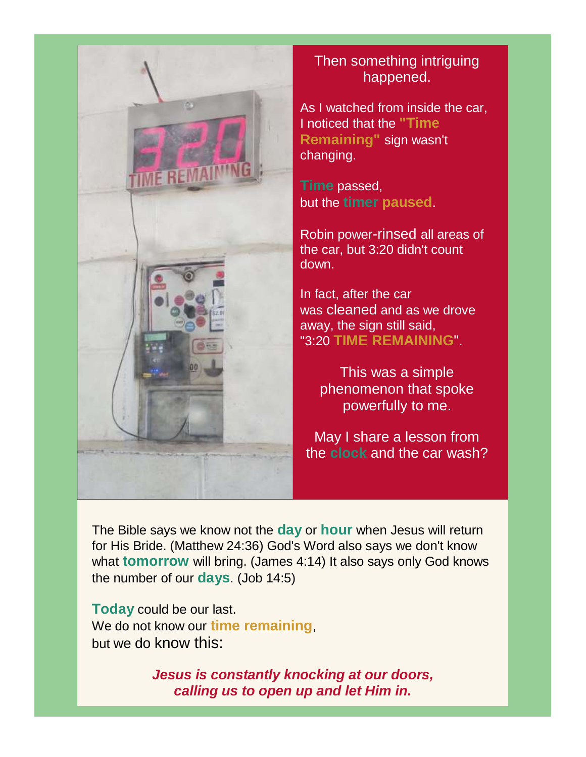Then something intriguing happened.

As I watched from inside the car, I noticed that the **"Time Remaining"** sign wasn't changing.

**Time** passed,
but the **timer paused**.

Robin power-rinsed all areas of the car, but 3:20 didn't count down.

In fact, after the car was cleaned and as we drove away, the sign still said, "3:20 **TIME REMAINING**".

This was a simple phenomenon that spoke powerfully to me.

May I share a lesson from the **clock** and the car wash?

The Bible says we know not the **day** or **hour** when Jesus will return for His Bride. (Matthew 24:36) God's Word also says we don't know what **tomorrow** will bring. (James 4:14) It also says only God knows the number of our **days**. (Job 14:5)

**Today** could be our last.
We do not know our **time remaining**,
but we do know this:

***Jesus is constantly knocking at our doors, calling us to open up and let Him in.***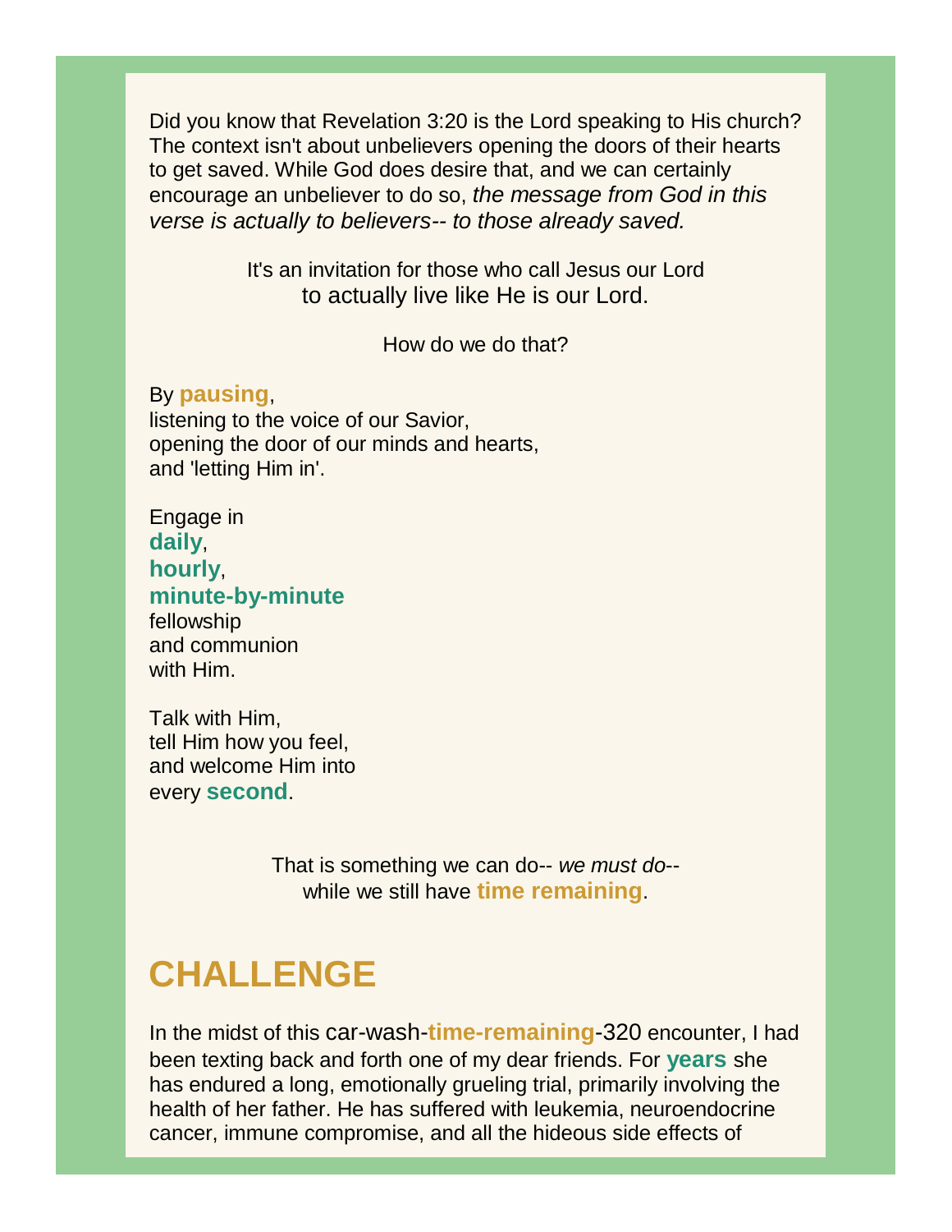Did you know that Revelation 3:20 is the Lord speaking to His church? The context isn't about unbelievers opening the doors of their hearts to get saved. While God does desire that, and we can certainly encourage an unbeliever to do so, *the message from God in this verse is actually to believers-- to those already saved.*

It's an invitation for those who call Jesus our Lord
to actually live like He is our Lord.

How do we do that?

By **pausing**,
listening to the voice of our Savior,
opening the door of our minds and hearts,
and 'letting Him in'.

Engage in
**daily**,
**hourly**,
**minute-by-minute**
fellowship
and communion
with Him.

Talk with Him,
tell Him how you feel,
and welcome Him into
every **second**.

That is something we can do-- *we must do*--
while we still have **time remaining**.

# CHALLENGE

In the midst of this car-wash-**time-remaining**-320 encounter, I had been texting back and forth one of my dear friends. For **years** she has endured a long, emotionally grueling trial, primarily involving the health of her father. He has suffered with leukemia, neuroendocrine cancer, immune compromise, and all the hideous side effects of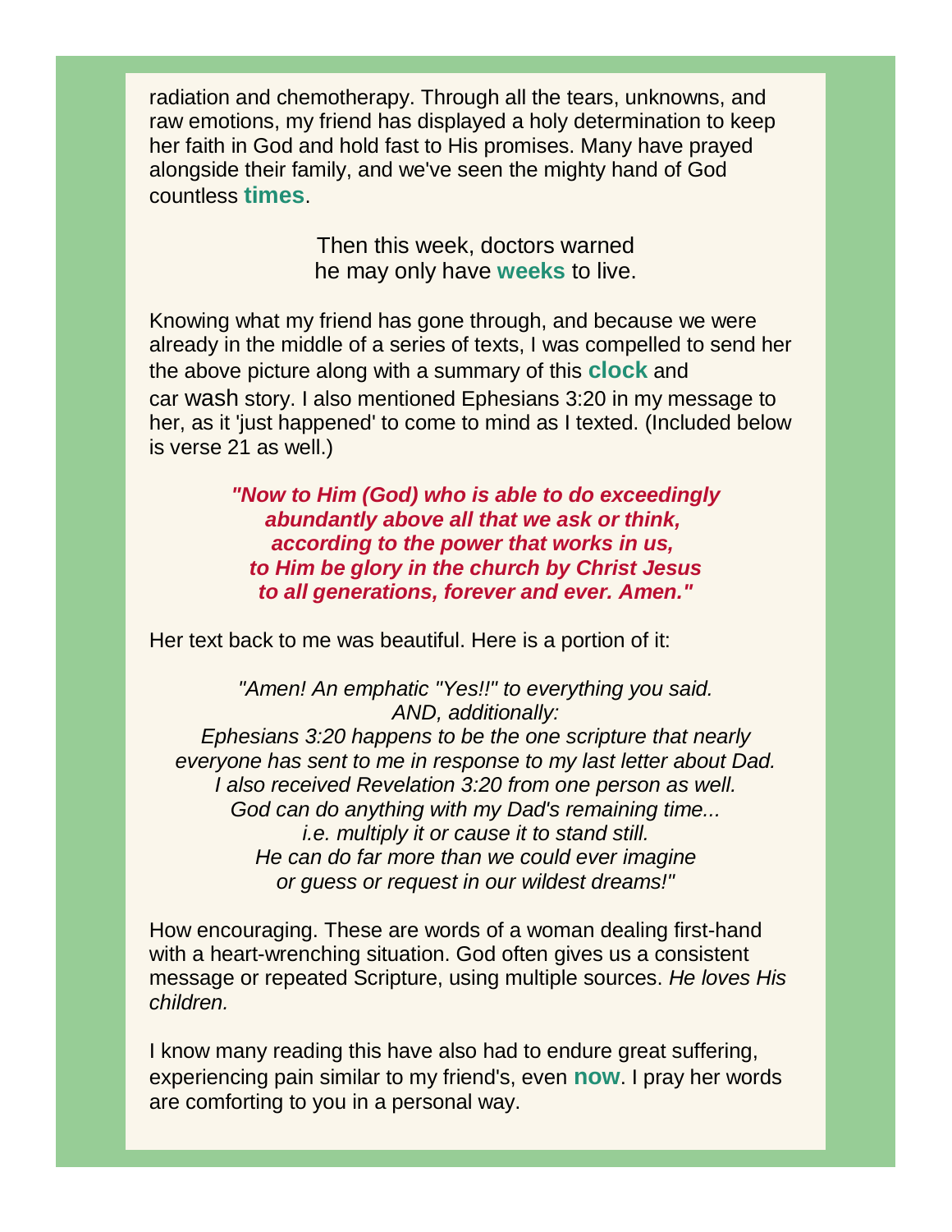radiation and chemotherapy. Through all the tears, unknowns, and raw emotions, my friend has displayed a holy determination to keep her faith in God and hold fast to His promises. Many have prayed alongside their family, and we've seen the mighty hand of God countless **times**.

Then this week, doctors warned  
he may only have **weeks** to live.

Knowing what my friend has gone through, and because we were already in the middle of a series of texts, I was compelled to send her the above picture along with a summary of this **clock** and car wash story. I also mentioned Ephesians 3:20 in my message to her, as it 'just happened' to come to mind as I texted. (Included below is verse 21 as well.)

***"Now to Him (God) who is able to do exceedingly abundantly above all that we ask or think, according to the power that works in us, to Him be glory in the church by Christ Jesus to all generations, forever and ever. Amen."***

Her text back to me was beautiful. Here is a portion of it:

*"Amen! An emphatic "Yes!!" to everything you said.  
AND, additionally:  
Ephesians 3:20 happens to be the one scripture that nearly everyone has sent to me in response to my last letter about Dad.  
I also received Revelation 3:20 from one person as well.  
God can do anything with my Dad's remaining time...  
i.e. multiply it or cause it to stand still.  
He can do far more than we could ever imagine  
or guess or request in our wildest dreams!"*

How encouraging. These are words of a woman dealing first-hand with a heart-wrenching situation. God often gives us a consistent message or repeated Scripture, using multiple sources. *He loves His children.*

I know many reading this have also had to endure great suffering, experiencing pain similar to my friend's, even **now**. I pray her words are comforting to you in a personal way.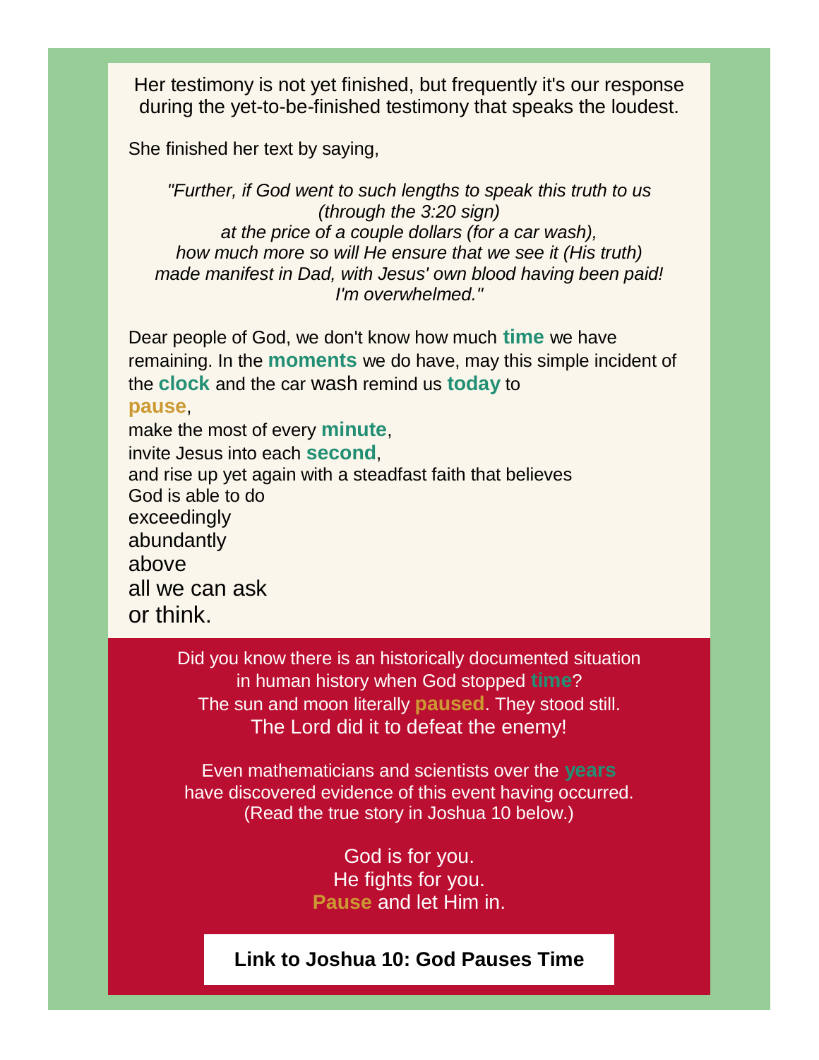Her testimony is not yet finished, but frequently it's our response during the yet-to-be-finished testimony that speaks the loudest.

She finished her text by saying,

*"Further, if God went to such lengths to speak this truth to us*
*(through the 3:20 sign)*
*at the price of a couple dollars (for a car wash),*
*how much more so will He ensure that we see it (His truth)*
*made manifest in Dad, with Jesus' own blood having been paid!*
*I'm overwhelmed."*

Dear people of God, we don't know how much **time** we have remaining. In the **moments** we do have, may this simple incident of the **clock** and the car wash remind us **today** to
**pause**,
make the most of every **minute**,
invite Jesus into each **second**,
and rise up yet again with a steadfast faith that believes
God is able to do
exceedingly
abundantly
above
all we can ask
or think.

Did you know there is an historically documented situation in human history when God stopped **time**?
The sun and moon literally **paused**. They stood still.
The Lord did it to defeat the enemy!

Even mathematicians and scientists over the **years** have discovered evidence of this event having occurred.
(Read the true story in Joshua 10 below.)

God is for you.
He fights for you.
**Pause** and let Him in.

**Link to Joshua 10: God Pauses Time**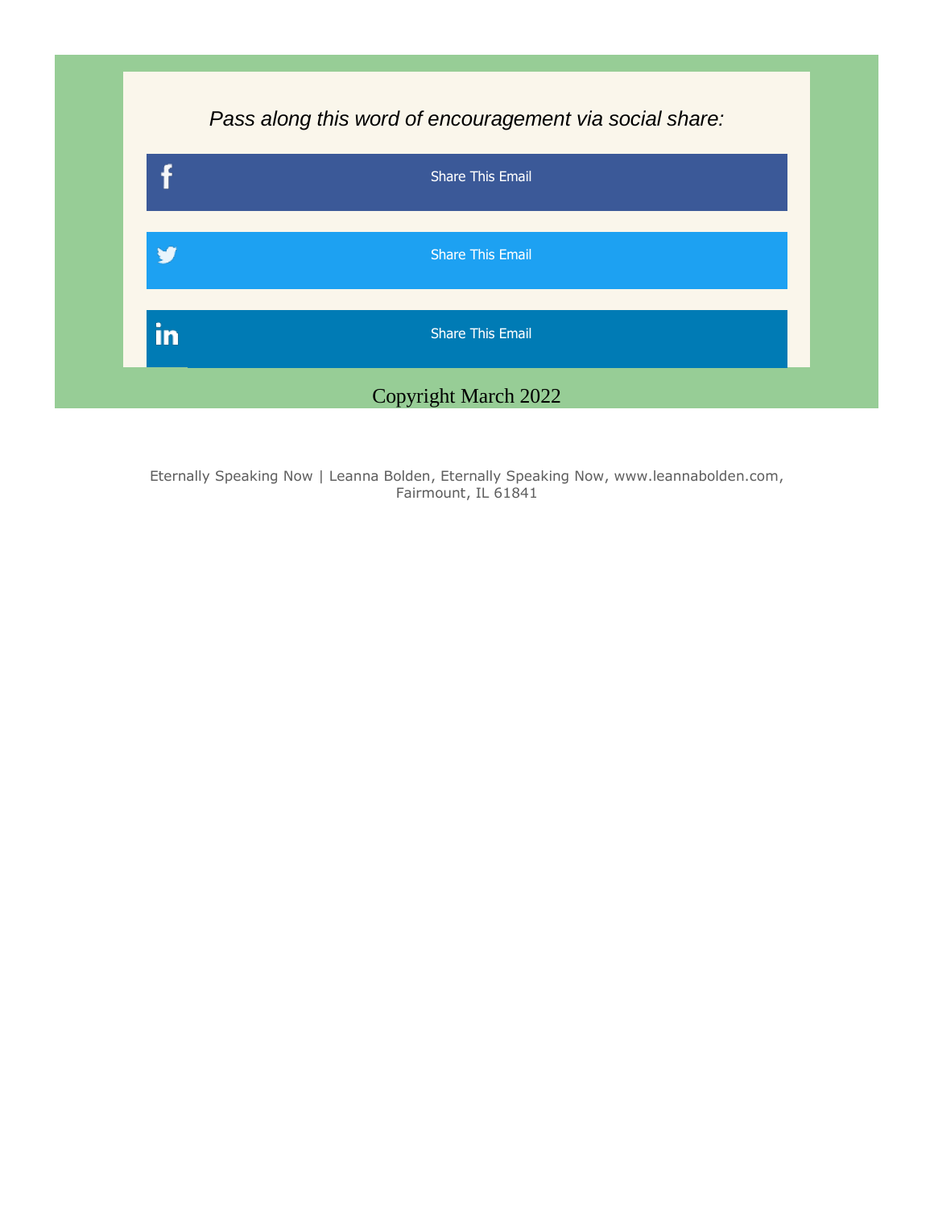*Pass along this word of encouragement via social share:*

Share This Email

Share This Email

Share This Email

Copyright March 2022

Eternally Speaking Now | Leanna Bolden, Eternally Speaking Now, www.leannabolden.com, Fairmount, IL 61841